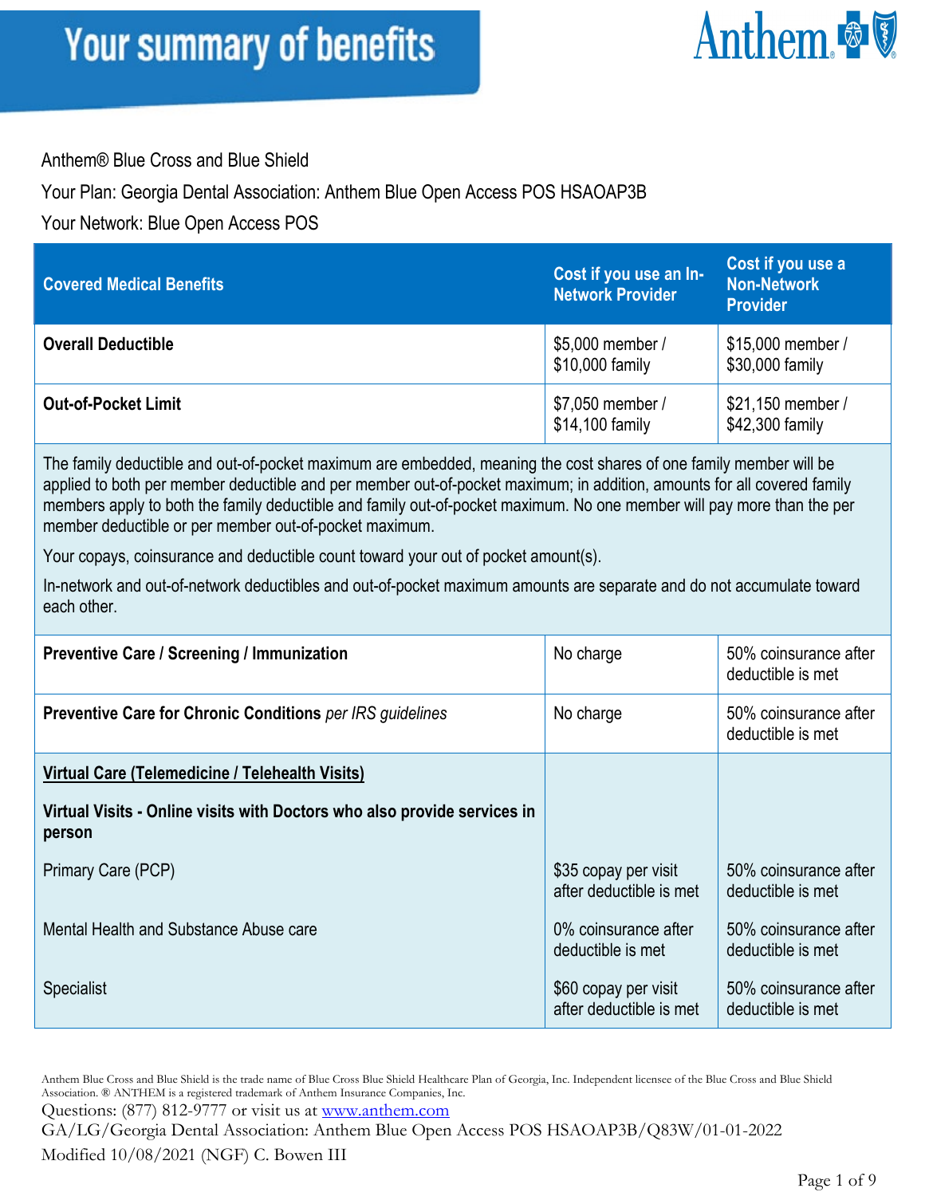# Your summary of benefits

Anthem® Blue Cross and Blue Shield

Your Plan: Georgia Dental Association: Anthem Blue Open Access POS HSAOAP3B

Your Network: Blue Open Access POS

| Covered Medical Benefits | Cost if you use an In-Network Provider | Cost if you use a Non-Network Provider |
|---|---|---|
| **Overall Deductible** | $5,000 member / $10,000 family | $15,000 member / $30,000 family |
| **Out-of-Pocket Limit** | $7,050 member / $14,100 family | $21,150 member / $42,300 family |
| The family deductible and out-of-pocket maximum are embedded, meaning the cost shares of one family member will be applied to both per member deductible and per member out-of-pocket maximum; in addition, amounts for all covered family members apply to both the family deductible and family out-of-pocket maximum. No one member will pay more than the per member deductible or per member out-of-pocket maximum. Your copays, coinsurance and deductible count toward your out of pocket amount(s). In-network and out-of-network deductibles and out-of-pocket maximum amounts are separate and do not accumulate toward each other. | | |
| **Preventive Care / Screening / Immunization** | No charge | 50% coinsurance after deductible is met |
| **Preventive Care for Chronic Conditions** *per IRS guidelines* | No charge | 50% coinsurance after deductible is met |
| **Virtual Care (Telemedicine / Telehealth Visits)** | | |
| **Virtual Visits - Online visits with Doctors who also provide services in person** | | |
| Primary Care (PCP) | $35 copay per visit after deductible is met | 50% coinsurance after deductible is met |
| Mental Health and Substance Abuse care | 0% coinsurance after deductible is met | 50% coinsurance after deductible is met |
| Specialist | $60 copay per visit after deductible is met | 50% coinsurance after deductible is met |

Anthem Blue Cross and Blue Shield is the trade name of Blue Cross Blue Shield Healthcare Plan of Georgia, Inc. Independent licensee of the Blue Cross and Blue Shield Association. ® ANTHEM is a registered trademark of Anthem Insurance Companies, Inc.

Questions: (877) 812-9777 or visit us at www.anthem.com

GA/LG/Georgia Dental Association: Anthem Blue Open Access POS HSAOAP3B/Q83W/01-01-2022

Modified 10/08/2021 (NGF) C. Bowen III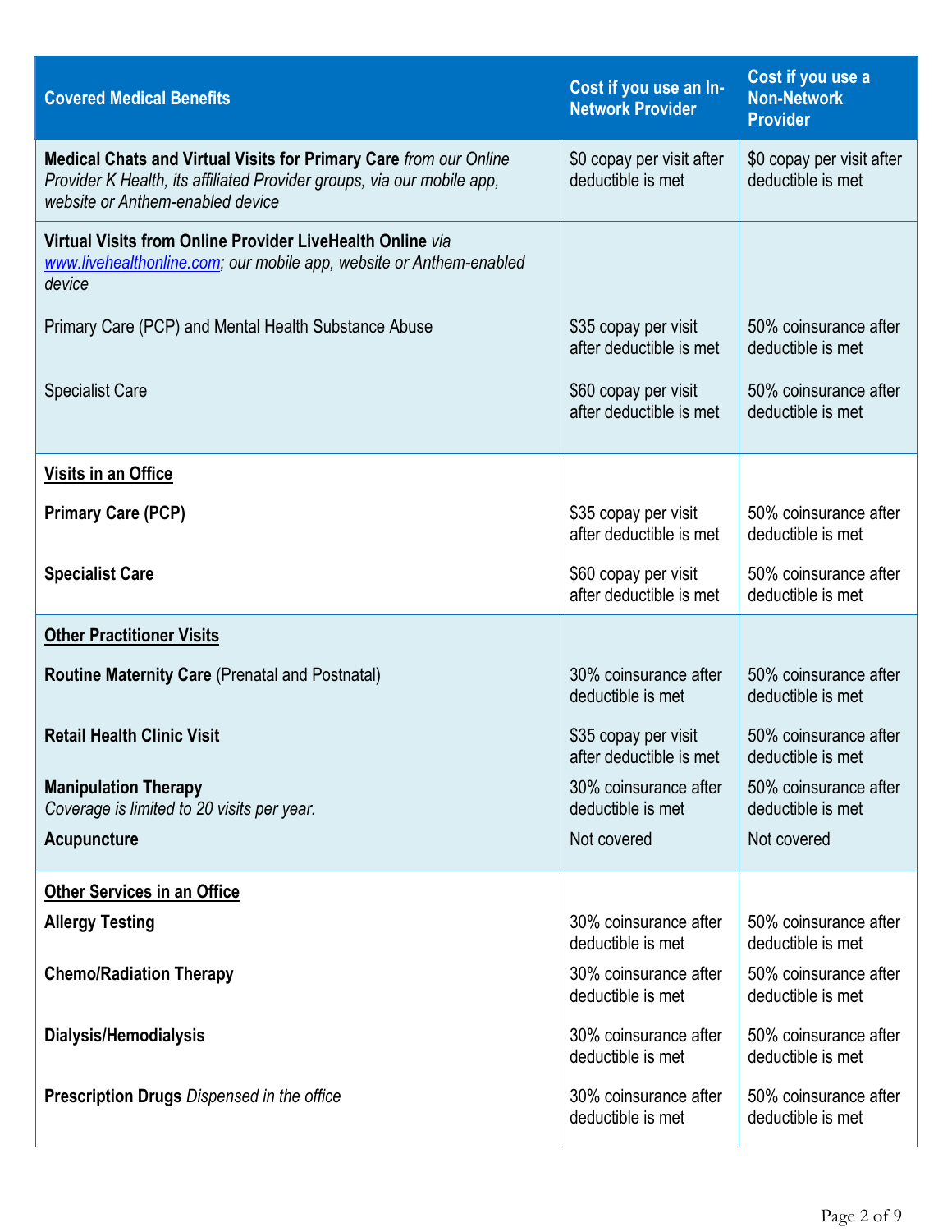| Covered Medical Benefits | Cost if you use an In-Network Provider | Cost if you use a Non-Network Provider |
|---|---|---|
| **Medical Chats and Virtual Visits for Primary Care** *from our Online Provider K Health, its affiliated Provider groups, via our mobile app, website or Anthem-enabled device* | $0 copay per visit after deductible is met | $0 copay per visit after deductible is met |
| **Virtual Visits from Online Provider LiveHealth Online** *via www.livehealthonline.com; our mobile app, website or Anthem-enabled device* | | |
| Primary Care (PCP) and Mental Health Substance Abuse | $35 copay per visit after deductible is met | 50% coinsurance after deductible is met |
| Specialist Care | $60 copay per visit after deductible is met | 50% coinsurance after deductible is met |
| **Visits in an Office** | | |
| **Primary Care (PCP)** | $35 copay per visit after deductible is met | 50% coinsurance after deductible is met |
| **Specialist Care** | $60 copay per visit after deductible is met | 50% coinsurance after deductible is met |
| **Other Practitioner Visits** | | |
| **Routine Maternity Care** (Prenatal and Postnatal) | 30% coinsurance after deductible is met | 50% coinsurance after deductible is met |
| **Retail Health Clinic Visit** | $35 copay per visit after deductible is met | 50% coinsurance after deductible is met |
| **Manipulation Therapy** *Coverage is limited to 20 visits per year.* | 30% coinsurance after deductible is met | 50% coinsurance after deductible is met |
| **Acupuncture** | Not covered | Not covered |
| **Other Services in an Office** | | |
| **Allergy Testing** | 30% coinsurance after deductible is met | 50% coinsurance after deductible is met |
| **Chemo/Radiation Therapy** | 30% coinsurance after deductible is met | 50% coinsurance after deductible is met |
| **Dialysis/Hemodialysis** | 30% coinsurance after deductible is met | 50% coinsurance after deductible is met |
| **Prescription Drugs** *Dispensed in the office* | 30% coinsurance after deductible is met | 50% coinsurance after deductible is met |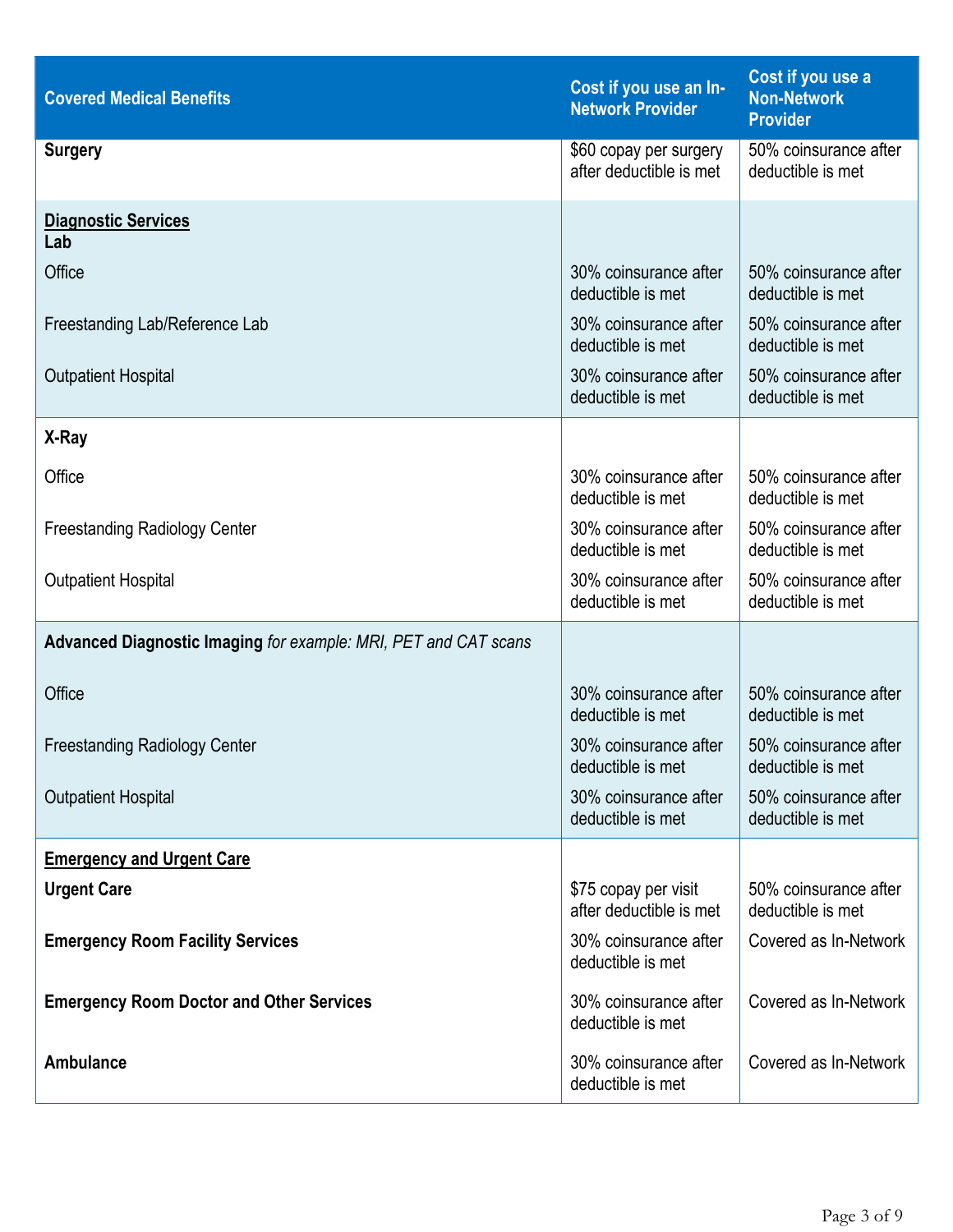| Covered Medical Benefits | Cost if you use an In-Network Provider | Cost if you use a Non-Network Provider |
|---|---|---|
| **Surgery** | $60 copay per surgery after deductible is met | 50% coinsurance after deductible is met |
| **Diagnostic Services** | | |
| **Lab** | | |
| Office | 30% coinsurance after deductible is met | 50% coinsurance after deductible is met |
| Freestanding Lab/Reference Lab | 30% coinsurance after deductible is met | 50% coinsurance after deductible is met |
| Outpatient Hospital | 30% coinsurance after deductible is met | 50% coinsurance after deductible is met |
| **X-Ray** | | |
| Office | 30% coinsurance after deductible is met | 50% coinsurance after deductible is met |
| Freestanding Radiology Center | 30% coinsurance after deductible is met | 50% coinsurance after deductible is met |
| Outpatient Hospital | 30% coinsurance after deductible is met | 50% coinsurance after deductible is met |
| **Advanced Diagnostic Imaging** *for example: MRI, PET and CAT scans* | | |
| Office | 30% coinsurance after deductible is met | 50% coinsurance after deductible is met |
| Freestanding Radiology Center | 30% coinsurance after deductible is met | 50% coinsurance after deductible is met |
| Outpatient Hospital | 30% coinsurance after deductible is met | 50% coinsurance after deductible is met |
| **Emergency and Urgent Care** | | |
| **Urgent Care** | $75 copay per visit after deductible is met | 50% coinsurance after deductible is met |
| **Emergency Room Facility Services** | 30% coinsurance after deductible is met | Covered as In-Network |
| **Emergency Room Doctor and Other Services** | 30% coinsurance after deductible is met | Covered as In-Network |
| **Ambulance** | 30% coinsurance after deductible is met | Covered as In-Network |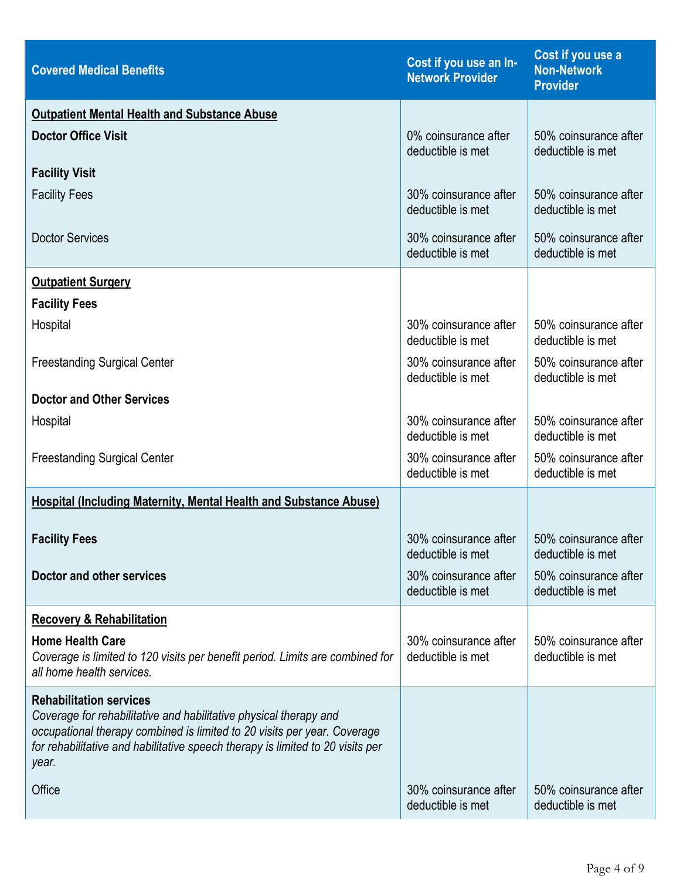| Covered Medical Benefits | Cost if you use an In-Network Provider | Cost if you use a Non-Network Provider |
|---|---|---|
| <u>**Outpatient Mental Health and Substance Abuse**</u> | | |
| **Doctor Office Visit** | 0% coinsurance after deductible is met | 50% coinsurance after deductible is met |
| **Facility Visit** | | |
| Facility Fees | 30% coinsurance after deductible is met | 50% coinsurance after deductible is met |
| Doctor Services | 30% coinsurance after deductible is met | 50% coinsurance after deductible is met |
| <u>**Outpatient Surgery**</u> | | |
| **Facility Fees** | | |
| Hospital | 30% coinsurance after deductible is met | 50% coinsurance after deductible is met |
| Freestanding Surgical Center | 30% coinsurance after deductible is met | 50% coinsurance after deductible is met |
| **Doctor and Other Services** | | |
| Hospital | 30% coinsurance after deductible is met | 50% coinsurance after deductible is met |
| Freestanding Surgical Center | 30% coinsurance after deductible is met | 50% coinsurance after deductible is met |
| <u>**Hospital (Including Maternity, Mental Health and Substance Abuse)**</u> | | |
| **Facility Fees** | 30% coinsurance after deductible is met | 50% coinsurance after deductible is met |
| **Doctor and other services** | 30% coinsurance after deductible is met | 50% coinsurance after deductible is met |
| <u>**Recovery & Rehabilitation**</u> | | |
| **Home Health Care** *Coverage is limited to 120 visits per benefit period. Limits are combined for all home health services.* | 30% coinsurance after deductible is met | 50% coinsurance after deductible is met |
| **Rehabilitation services** *Coverage for rehabilitative and habilitative physical therapy and occupational therapy combined is limited to 20 visits per year. Coverage for rehabilitative and habilitative speech therapy is limited to 20 visits per year.* | | |
| Office | 30% coinsurance after deductible is met | 50% coinsurance after deductible is met |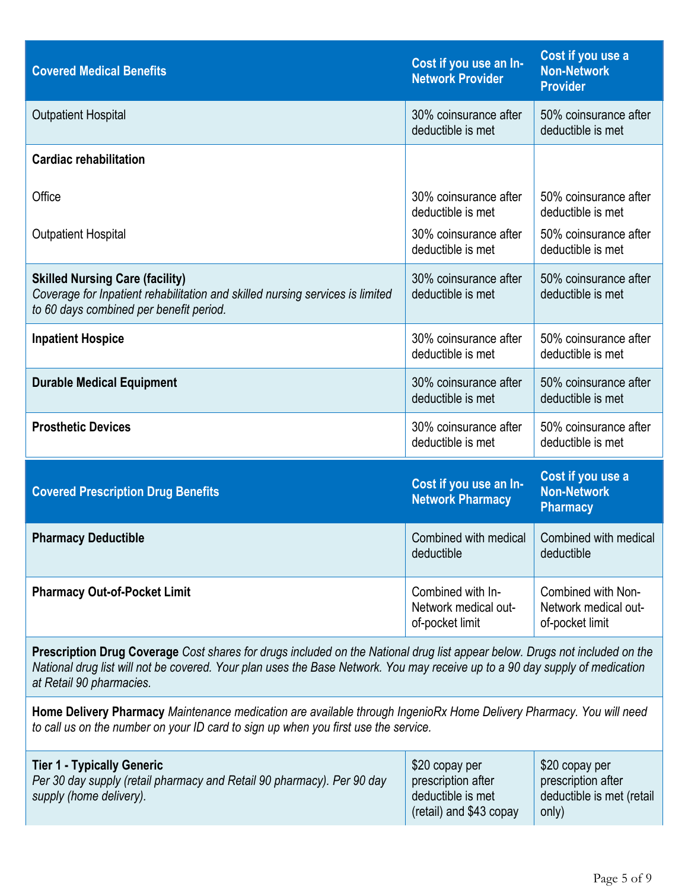| Covered Medical Benefits | Cost if you use an In-Network Provider | Cost if you use a Non-Network Provider |
|---|---|---|
| Outpatient Hospital | 30% coinsurance after deductible is met | 50% coinsurance after deductible is met |
| **Cardiac rehabilitation** | | |
| Office | 30% coinsurance after deductible is met | 50% coinsurance after deductible is met |
| Outpatient Hospital | 30% coinsurance after deductible is met | 50% coinsurance after deductible is met |
| **Skilled Nursing Care (facility)** *Coverage for Inpatient rehabilitation and skilled nursing services is limited to 60 days combined per benefit period.* | 30% coinsurance after deductible is met | 50% coinsurance after deductible is met |
| **Inpatient Hospice** | 30% coinsurance after deductible is met | 50% coinsurance after deductible is met |
| **Durable Medical Equipment** | 30% coinsurance after deductible is met | 50% coinsurance after deductible is met |
| **Prosthetic Devices** | 30% coinsurance after deductible is met | 50% coinsurance after deductible is met |

| Covered Prescription Drug Benefits | Cost if you use an In-Network Pharmacy | Cost if you use a Non-Network Pharmacy |
|---|---|---|
| **Pharmacy Deductible** | Combined with medical deductible | Combined with medical deductible |
| **Pharmacy Out-of-Pocket Limit** | Combined with In-Network medical out-of-pocket limit | Combined with Non-Network medical out-of-pocket limit |
| **Prescription Drug Coverage** *Cost shares for drugs included on the National drug list appear below. Drugs not included on the National drug list will not be covered. Your plan uses the Base Network. You may receive up to a 90 day supply of medication at Retail 90 pharmacies.* | | |
| **Home Delivery Pharmacy** *Maintenance medication are available through IngenioRx Home Delivery Pharmacy. You will need to call us on the number on your ID card to sign up when you first use the service.* | | |
| **Tier 1 - Typically Generic** *Per 30 day supply (retail pharmacy and Retail 90 pharmacy). Per 90 day supply (home delivery).* | $20 copay per prescription after deductible is met (retail) and $43 copay | $20 copay per prescription after deductible is met (retail only) |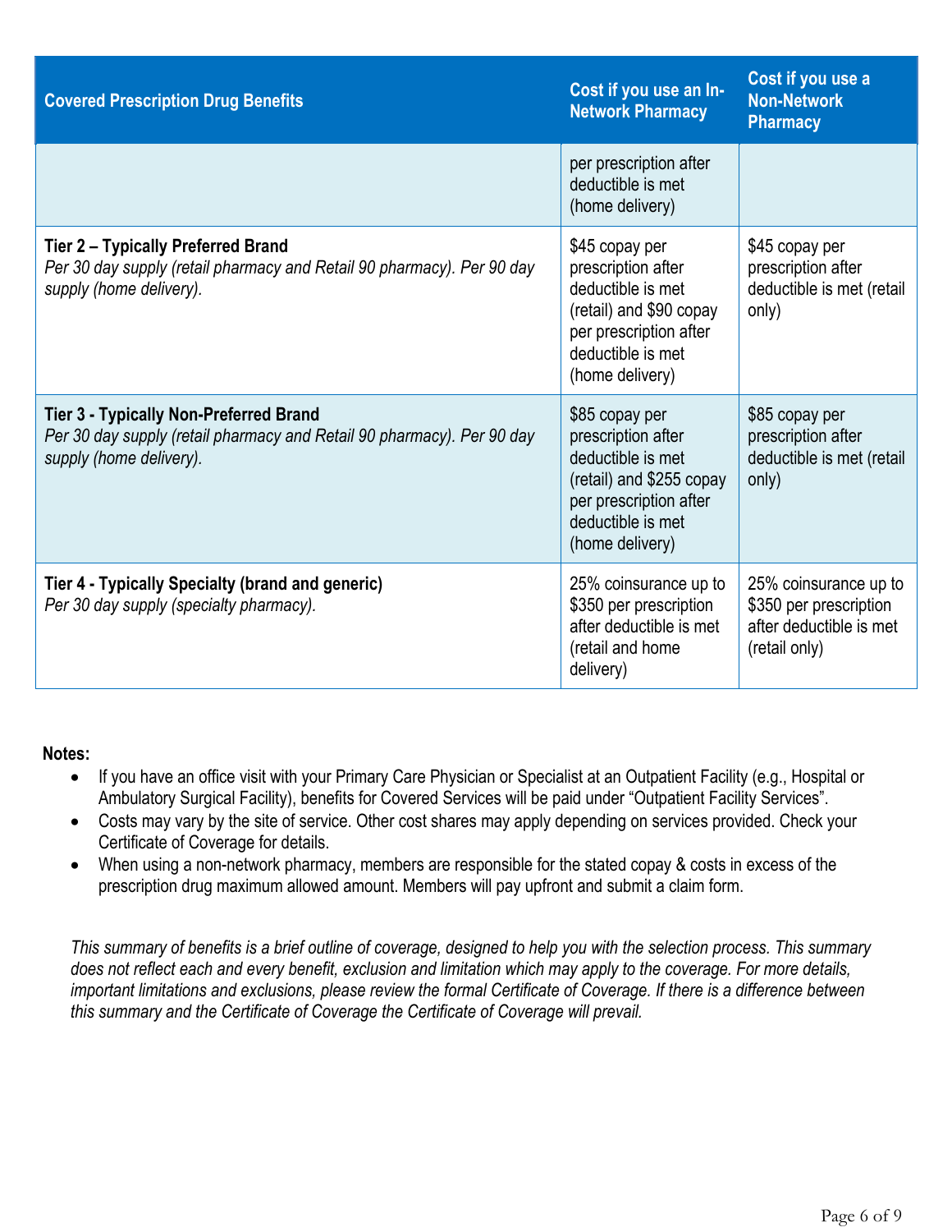| Covered Prescription Drug Benefits | Cost if you use an In-Network Pharmacy | Cost if you use a Non-Network Pharmacy |
| --- | --- | --- |
| | per prescription after deductible is met (home delivery) | |
| **Tier 2 – Typically Preferred Brand** *Per 30 day supply (retail pharmacy and Retail 90 pharmacy). Per 90 day supply (home delivery).* | $45 copay per prescription after deductible is met (retail) and $90 copay per prescription after deductible is met (home delivery) | $45 copay per prescription after deductible is met (retail only) |
| **Tier 3 - Typically Non-Preferred Brand** *Per 30 day supply (retail pharmacy and Retail 90 pharmacy). Per 90 day supply (home delivery).* | $85 copay per prescription after deductible is met (retail) and $255 copay per prescription after deductible is met (home delivery) | $85 copay per prescription after deductible is met (retail only) |
| **Tier 4 - Typically Specialty (brand and generic)** *Per 30 day supply (specialty pharmacy).* | 25% coinsurance up to $350 per prescription after deductible is met (retail and home delivery) | 25% coinsurance up to $350 per prescription after deductible is met (retail only) |

**Notes:**

- If you have an office visit with your Primary Care Physician or Specialist at an Outpatient Facility (e.g., Hospital or Ambulatory Surgical Facility), benefits for Covered Services will be paid under "Outpatient Facility Services".
- Costs may vary by the site of service. Other cost shares may apply depending on services provided. Check your Certificate of Coverage for details.
- When using a non-network pharmacy, members are responsible for the stated copay & costs in excess of the prescription drug maximum allowed amount. Members will pay upfront and submit a claim form.

*This summary of benefits is a brief outline of coverage, designed to help you with the selection process. This summary does not reflect each and every benefit, exclusion and limitation which may apply to the coverage. For more details, important limitations and exclusions, please review the formal Certificate of Coverage. If there is a difference between this summary and the Certificate of Coverage the Certificate of Coverage will prevail.*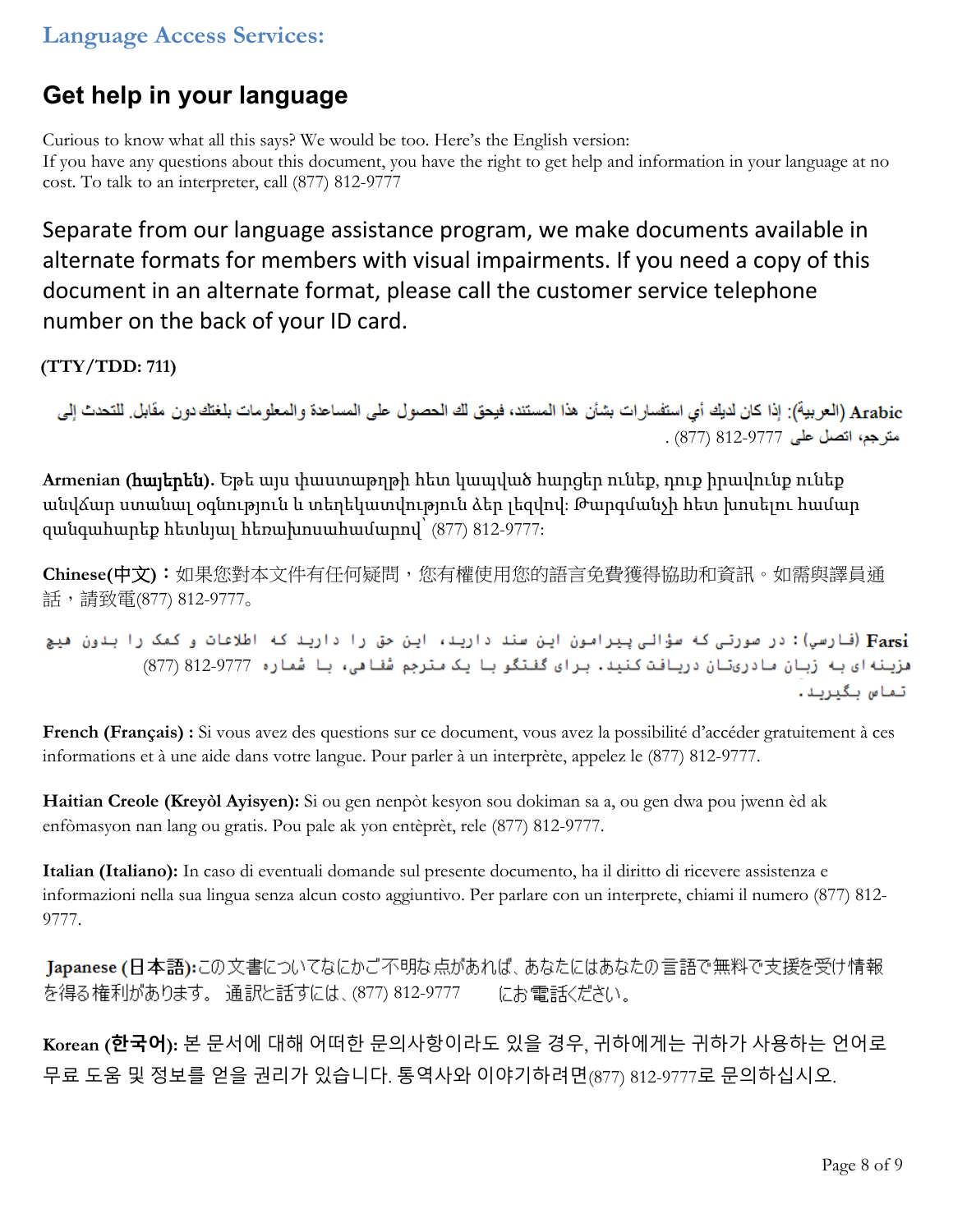**Language Access Services:**

## Get help in your language

Curious to know what all this says? We would be too. Here's the English version:
If you have any questions about this document, you have the right to get help and information in your language at no cost. To talk to an interpreter, call (877) 812-9777

Separate from our language assistance program, we make documents available in alternate formats for members with visual impairments. If you need a copy of this document in an alternate format, please call the customer service telephone number on the back of your ID card.

**(TTY/TDD: 711)**

**Arabic** (العربية): إذا كان لديك أي استفسارات بشأن هذا المستند، فيحق لك الحصول على المساعدة والمعلومات بلغتك دون مقابل. للتحدث إلى مترجم، اتصل على 9777-812 (877) .

**Armenian (հայերեն).** Եթե այս փաստաթղթի հետ կապված հարցեր ունեք, դուք իրավունք ունեք անվճար ստանալ օգնություն և տեղեկատվություն ձեր լեզվով: Թարգմանչի հետ խոսելու համար զանգահարեք հետևյալ հեռախոսահամարով՝ (877) 812-9777:

**Chinese(中文)**：如果您對本文件有任何疑問，您有權使用您的語言免費獲得協助和資訊。如需與譯員通話，請致電(877) 812-9777。

**Farsi** (فارسی): در صورتی که سؤالی پیرامون این سند دارید، این حق را دارید که اطلاعات و کمک را بدون هیچ هزینه ای به زبان مادری‌تان دریافت کنید. برای گفتگو با یک مترجم شفاهی، با شماره 9777-812 (877) تماس بگیرید.

**French (Français) :** Si vous avez des questions sur ce document, vous avez la possibilité d'accéder gratuitement à ces informations et à une aide dans votre langue. Pour parler à un interprète, appelez le (877) 812-9777.

**Haitian Creole (Kreyòl Ayisyen):** Si ou gen nenpòt kesyon sou dokiman sa a, ou gen dwa pou jwenn èd ak enfòmasyon nan lang ou gratis. Pou pale ak yon entèprèt, rele (877) 812-9777.

**Italian (Italiano):** In caso di eventuali domande sul presente documento, ha il diritto di ricevere assistenza e informazioni nella sua lingua senza alcun costo aggiuntivo. Per parlare con un interprete, chiami il numero (877) 812-9777.

**Japanese (日本語):**この文書についてなにかご不明な点があれば、あなたにはあなたの言語で無料で支援を受け情報を得る権利があります。 通訳と話すには、(877) 812-9777　　にお電話ください。

**Korean (한국어):** 본 문서에 대해 어떠한 문의사항이라도 있을 경우, 귀하에게는 귀하가 사용하는 언어로 무료 도움 및 정보를 얻을 권리가 있습니다. 통역사와 이야기하려면(877) 812-9777로 문의하십시오.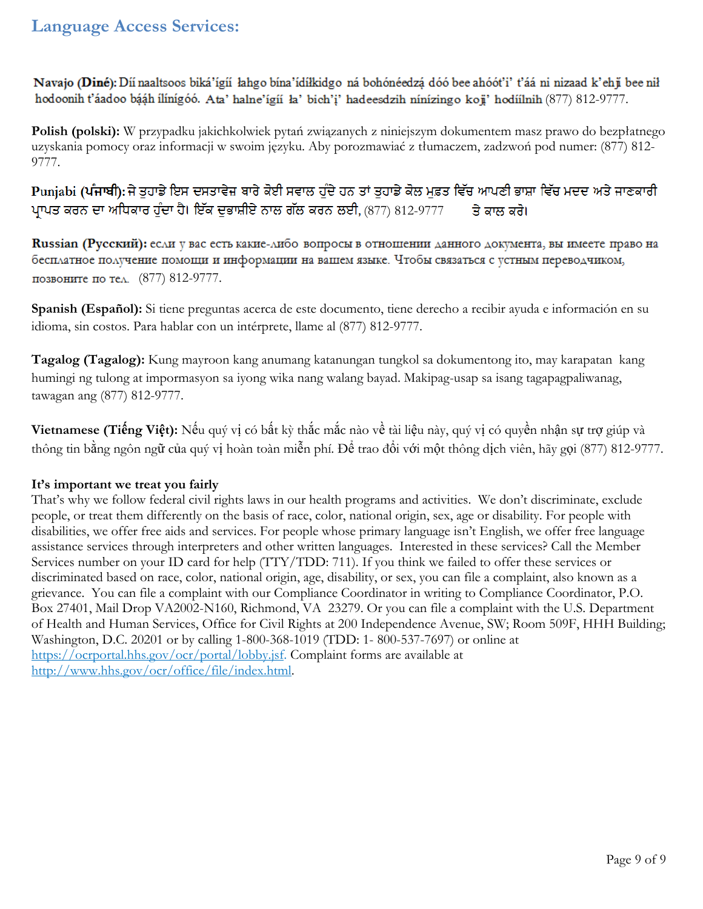## Language Access Services:

**Navajo (Diné):** Díí naaltsoos biká'ígíí łahgo bína'ídílkidgo ná bohónéedzą́ dóó bee ahóót'i' t'áá ni nizaad k'ehjí bee nił hodoonih t'áadoo bááh ílínígóó. Ata' halne'ígíí ła' bich'į' hadeesdzih nínízingo koji' hodíílnih (877) 812-9777.

**Polish (polski):** W przypadku jakichkolwiek pytań związanych z niniejszym dokumentem masz prawo do bezpłatnego uzyskania pomocy oraz informacji w swoim języku. Aby porozmawiać z tłumaczem, zadzwoń pod numer: (877) 812-9777.

**Punjabi (ਪੰਜਾਬੀ):** ਜੇ ਤੁਹਾਡੇ ਇਸ ਦਸਤਾਵੇਜ਼ ਬਾਰੇ ਕੋਈ ਸਵਾਲ ਹੁੰਦੇ ਹਨ ਤਾਂ ਤੁਹਾਡੇ ਕੋਲ ਮੁਫ਼ਤ ਵਿੱਚ ਆਪਣੀ ਭਾਸ਼ਾ ਵਿੱਚ ਮਦਦ ਅਤੇ ਜਾਣਕਾਰੀ ਪ੍ਰਾਪਤ ਕਰਨ ਦਾ ਅਧਿਕਾਰ ਹੁੰਦਾ ਹੈ। ਇੱਕ ਦੁਭਾਸ਼ੀਏ ਨਾਲ ਗੱਲ ਕਰਨ ਲਈ, (877) 812-9777 ਤੇ ਕਾਲ ਕਰੋ।

**Russian (Русский):** если у вас есть какие-либо вопросы в отношении данного документа, вы имеете право на бесплатное получение помощи и информации на вашем языке. Чтобы связаться с устным переводчиком, позвоните по тел. (877) 812-9777.

**Spanish (Español):** Si tiene preguntas acerca de este documento, tiene derecho a recibir ayuda e información en su idioma, sin costos. Para hablar con un intérprete, llame al (877) 812-9777.

**Tagalog (Tagalog):** Kung mayroon kang anumang katanungan tungkol sa dokumentong ito, may karapatan kang humingi ng tulong at impormasyon sa iyong wika nang walang bayad. Makipag-usap sa isang tagapagpaliwanag, tawagan ang (877) 812-9777.

**Vietnamese (Tiếng Việt):** Nếu quý vị có bất kỳ thắc mắc nào về tài liệu này, quý vị có quyền nhận sự trợ giúp và thông tin bằng ngôn ngữ của quý vị hoàn toàn miễn phí. Để trao đổi với một thông dịch viên, hãy gọi (877) 812-9777.

**It's important we treat you fairly**

That's why we follow federal civil rights laws in our health programs and activities. We don't discriminate, exclude people, or treat them differently on the basis of race, color, national origin, sex, age or disability. For people with disabilities, we offer free aids and services. For people whose primary language isn't English, we offer free language assistance services through interpreters and other written languages. Interested in these services? Call the Member Services number on your ID card for help (TTY/TDD: 711). If you think we failed to offer these services or discriminated based on race, color, national origin, age, disability, or sex, you can file a complaint, also known as a grievance. You can file a complaint with our Compliance Coordinator in writing to Compliance Coordinator, P.O. Box 27401, Mail Drop VA2002-N160, Richmond, VA 23279. Or you can file a complaint with the U.S. Department of Health and Human Services, Office for Civil Rights at 200 Independence Avenue, SW; Room 509F, HHH Building; Washington, D.C. 20201 or by calling 1-800-368-1019 (TDD: 1- 800-537-7697) or online at https://ocrportal.hhs.gov/ocr/portal/lobby.jsf. Complaint forms are available at http://www.hhs.gov/ocr/office/file/index.html.